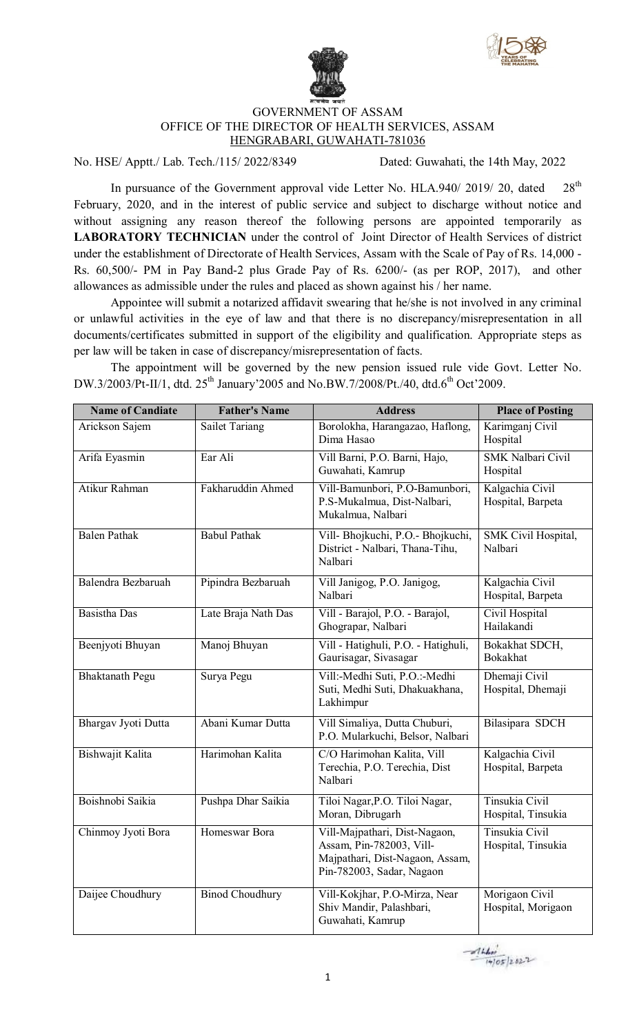GOVERNMENT OF ASSAM
OFFICE OF THE DIRECTOR OF HEALTH SERVICES, ASSAM
HENGRABARI, GUWAHATI-781036

No. HSE/ Apptt./ Lab. Tech./115/ 2022/8349 Dated: Guwahati, the 14th May, 2022

In pursuance of the Government approval vide Letter No. HLA.940/ 2019/ 20, dated 28th February, 2020, and in the interest of public service and subject to discharge without notice and without assigning any reason thereof the following persons are appointed temporarily as **LABORATORY TECHNICIAN** under the control of Joint Director of Health Services of district under the establishment of Directorate of Health Services, Assam with the Scale of Pay of Rs. 14,000 - Rs. 60,500/- PM in Pay Band-2 plus Grade Pay of Rs. 6200/- (as per ROP, 2017), and other allowances as admissible under the rules and placed as shown against his / her name.

Appointee will submit a notarized affidavit swearing that he/she is not involved in any criminal or unlawful activities in the eye of law and that there is no discrepancy/misrepresentation in all documents/certificates submitted in support of the eligibility and qualification. Appropriate steps as per law will be taken in case of discrepancy/misrepresentation of facts.

The appointment will be governed by the new pension issued rule vide Govt. Letter No. DW.3/2003/Pt-II/1, dtd. 25th January'2005 and No.BW.7/2008/Pt./40, dtd.6th Oct'2009.

| Name of Candiate | Father's Name | Address | Place of Posting |
|---|---|---|---|
| Arickson Sajem | Sailet Tariang | Borolokha, Harangazao, Haflong, Dima Hasao | Karimganj Civil Hospital |
| Arifa Eyasmin | Ear Ali | Vill Barni, P.O. Barni, Hajo, Guwahati, Kamrup | SMK Nalbari Civil Hospital |
| Atikur Rahman | Fakharuddin Ahmed | Vill-Bamunbori, P.O-Bamunbori, P.S-Mukalmua, Dist-Nalbari, Mukalmua, Nalbari | Kalgachia Civil Hospital, Barpeta |
| Balen Pathak | Babul Pathak | Vill- Bhojkuchi, P.O.- Bhojkuchi, District - Nalbari, Thana-Tihu, Nalbari | SMK Civil Hospital, Nalbari |
| Balendra Bezbaruah | Pipindra Bezbaruah | Vill Janigog, P.O. Janigog, Nalbari | Kalgachia Civil Hospital, Barpeta |
| Basistha Das | Late Braja Nath Das | Vill - Barajol, P.O. - Barajol, Ghograpar, Nalbari | Civil Hospital Hailakandi |
| Beenjyoti Bhuyan | Manoj Bhuyan | Vill - Hatighuli, P.O. - Hatighuli, Gaurisagar, Sivasagar | Bokakhat SDCH, Bokakhat |
| Bhaktanath Pegu | Surya Pegu | Vill:-Medhi Suti, P.O.:-Medhi Suti, Medhi Suti, Dhakuakhana, Lakhimpur | Dhemaji Civil Hospital, Dhemaji |
| Bhargav Jyoti Dutta | Abani Kumar Dutta | Vill Simaliya, Dutta Chuburi, P.O. Mularkuchi, Belsor, Nalbari | Bilasipara SDCH |
| Bishwajit Kalita | Harimohan Kalita | C/O Harimohan Kalita, Vill Terechia, P.O. Terechia, Dist Nalbari | Kalgachia Civil Hospital, Barpeta |
| Boishnobi Saikia | Pushpa Dhar Saikia | Tiloi Nagar,P.O. Tiloi Nagar, Moran, Dibrugarh | Tinsukia Civil Hospital, Tinsukia |
| Chinmoy Jyoti Bora | Homeswar Bora | Vill-Majpathari, Dist-Nagaon, Assam, Pin-782003, Vill-Majpathari, Dist-Nagaon, Assam, Pin-782003, Sadar, Nagaon | Tinsukia Civil Hospital, Tinsukia |
| Daijee Choudhury | Binod Choudhury | Vill-Kokjhar, P.O-Mirza, Near Shiv Mandir, Palashbari, Guwahati, Kamrup | Morigaon Civil Hospital, Morigaon |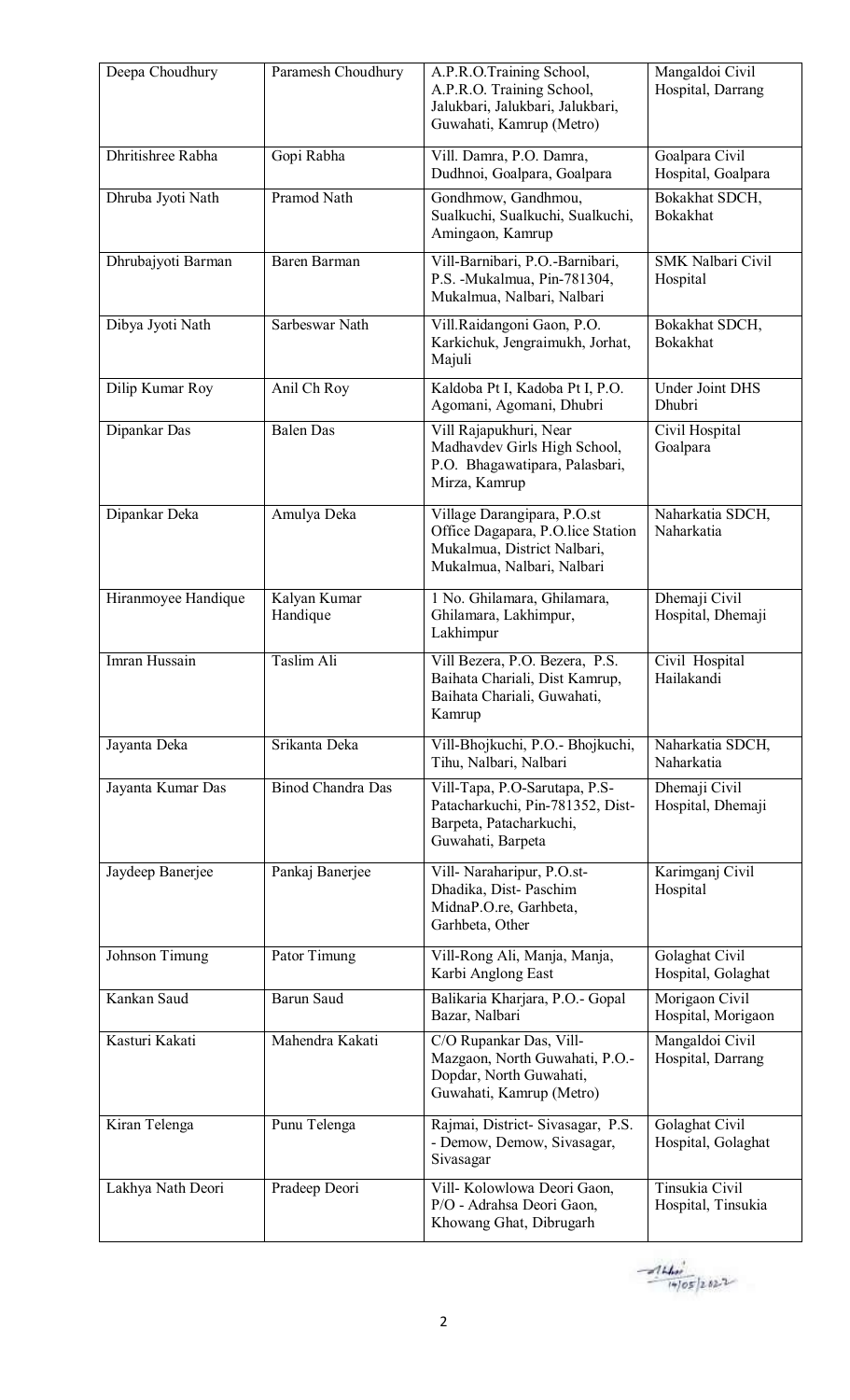| Deepa Choudhury | Paramesh Choudhury | A.P.R.O.Training School, A.P.R.O. Training School, Jalukbari, Jalukbari, Jalukbari, Guwahati, Kamrup (Metro) | Mangaldoi Civil Hospital, Darrang |
|---|---|---|---|
| Dhritishree Rabha | Gopi Rabha | Vill. Damra, P.O. Damra, Dudhnoi, Goalpara, Goalpara | Goalpara Civil Hospital, Goalpara |
| Dhruba Jyoti Nath | Pramod Nath | Gondhmow, Gandhmou, Sualkuchi, Sualkuchi, Sualkuchi, Amingaon, Kamrup | Bokakhat SDCH, Bokakhat |
| Dhrubajyoti Barman | Baren Barman | Vill-Barnibari, P.O.-Barnibari, P.S. -Mukalmua, Pin-781304, Mukalmua, Nalbari, Nalbari | SMK Nalbari Civil Hospital |
| Dibya Jyoti Nath | Sarbeswar Nath | Vill.Raidangoni Gaon, P.O. Karkichuk, Jengraimukh, Jorhat, Majuli | Bokakhat SDCH, Bokakhat |
| Dilip Kumar Roy | Anil Ch Roy | Kaldoba Pt I, Kadoba Pt I, P.O. Agomani, Agomani, Dhubri | Under Joint DHS Dhubri |
| Dipankar Das | Balen Das | Vill Rajapukhuri, Near Madhavdev Girls High School, P.O. Bhagawatipara, Palasbari, Mirza, Kamrup | Civil Hospital Goalpara |
| Dipankar Deka | Amulya Deka | Village Darangipara, P.O.st Office Dagapara, P.O.lice Station Mukalmua, District Nalbari, Mukalmua, Nalbari, Nalbari | Naharkatia SDCH, Naharkatia |
| Hiranmoyee Handique | Kalyan Kumar Handique | 1 No. Ghilamara, Ghilamara, Ghilamara, Lakhimpur, Lakhimpur | Dhemaji Civil Hospital, Dhemaji |
| Imran Hussain | Taslim Ali | Vill Bezera, P.O. Bezera, P.S. Baihata Chariali, Dist Kamrup, Baihata Chariali, Guwahati, Kamrup | Civil Hospital Hailakandi |
| Jayanta Deka | Srikanta Deka | Vill-Bhojkuchi, P.O.- Bhojkuchi, Tihu, Nalbari, Nalbari | Naharkatia SDCH, Naharkatia |
| Jayanta Kumar Das | Binod Chandra Das | Vill-Tapa, P.O-Sarutapa, P.S-Patacharkuchi, Pin-781352, Dist-Barpeta, Patacharkuchi, Guwahati, Barpeta | Dhemaji Civil Hospital, Dhemaji |
| Jaydeep Banerjee | Pankaj Banerjee | Vill- Naraharipur, P.O.st-Dhadika, Dist- Paschim MidnaP.O.re, Garhbeta, Garhbeta, Other | Karimganj Civil Hospital |
| Johnson Timung | Pator Timung | Vill-Rong Ali, Manja, Manja, Karbi Anglong East | Golaghat Civil Hospital, Golaghat |
| Kankan Saud | Barun Saud | Balikaria Kharjara, P.O.- Gopal Bazar, Nalbari | Morigaon Civil Hospital, Morigaon |
| Kasturi Kakati | Mahendra Kakati | C/O Rupankar Das, Vill-Mazgaon, North Guwahati, P.O.- Dopdar, North Guwahati, Guwahati, Kamrup (Metro) | Mangaldoi Civil Hospital, Darrang |
| Kiran Telenga | Punu Telenga | Rajmai, District- Sivasagar, P.S. - Demow, Demow, Sivasagar, Sivasagar | Golaghat Civil Hospital, Golaghat |
| Lakhya Nath Deori | Pradeep Deori | Vill- Kolowlowa Deori Gaon, P/O - Adrahsa Deori Gaon, Khowang Ghat, Dibrugarh | Tinsukia Civil Hospital, Tinsukia |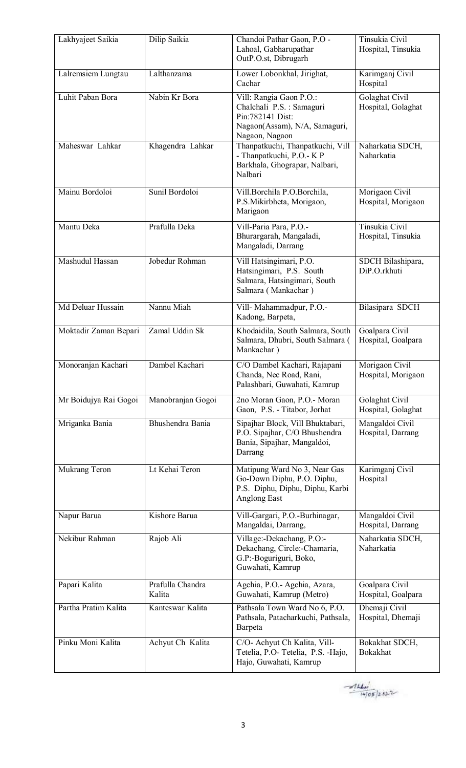| | | | |
|---|---|---|---|
| Lakhyajeet Saikia | Dilip Saikia | Chandoi Pathar Gaon, P.O - Lahoal, Gabharupathar OutP.O.st, Dibrugarh | Tinsukia Civil Hospital, Tinsukia |
| Lalremsiem Lungtau | Lalthanzama | Lower Lobonkhal, Jirighat, Cachar | Karimganj Civil Hospital |
| Luhit Paban Bora | Nabin Kr Bora | Vill: Rangia Gaon P.O.: Chalchali P.S. : Samaguri Pin:782141 Dist: Nagaon(Assam), N/A, Samaguri, Nagaon, Nagaon | Golaghat Civil Hospital, Golaghat |
| Maheswar Lahkar | Khagendra Lahkar | Thanpatkuchi, Thanpatkuchi, Vill - Thanpatkuchi, P.O.- K P Barkhala, Ghograpar, Nalbari, Nalbari | Naharkatia SDCH, Naharkatia |
| Mainu Bordoloi | Sunil Bordoloi | Vill.Borchila P.O.Borchila, P.S.Mikirbheta, Morigaon, Marigaon | Morigaon Civil Hospital, Morigaon |
| Mantu Deka | Prafulla Deka | Vill-Paria Para, P.O.- Bhurargarah, Mangaladi, Mangaladi, Darrang | Tinsukia Civil Hospital, Tinsukia |
| Mashudul Hassan | Jobedur Rohman | Vill Hatsingimari, P.O. Hatsingimari, P.S. South Salmara, Hatsingimari, South Salmara ( Mankachar ) | SDCH Bilashipara, DiP.O.rkhuti |
| Md Deluar Hussain | Nannu Miah | Vill- Mahammadpur, P.O.- Kadong, Barpeta, | Bilasipara SDCH |
| Moktadir Zaman Bepari | Zamal Uddin Sk | Khodaidila, South Salmara, South Salmara, Dhubri, South Salmara ( Mankachar ) | Goalpara Civil Hospital, Goalpara |
| Monoranjan Kachari | Dambel Kachari | C/O Dambel Kachari, Rajapani Chanda, Nec Road, Rani, Palashbari, Guwahati, Kamrup | Morigaon Civil Hospital, Morigaon |
| Mr Boidujya Rai Gogoi | Manobranjan Gogoi | 2no Moran Gaon, P.O.- Moran Gaon, P.S. - Titabor, Jorhat | Golaghat Civil Hospital, Golaghat |
| Mriganka Bania | Bhushendra Bania | Sipajhar Block, Vill Bhuktabari, P.O. Sipajhar, C/O Bhushendra Bania, Sipajhar, Mangaldoi, Darrang | Mangaldoi Civil Hospital, Darrang |
| Mukrang Teron | Lt Kehai Teron | Matipung Ward No 3, Near Gas Go-Down Diphu, P.O. Diphu, P.S. Diphu, Diphu, Diphu, Karbi Anglong East | Karimganj Civil Hospital |
| Napur Barua | Kishore Barua | Vill-Gargari, P.O.-Burhinagar, Mangaldai, Darrang, | Mangaldoi Civil Hospital, Darrang |
| Nekibur Rahman | Rajob Ali | Village:-Dekachang, P.O:-Dekachang, Circle:-Chamaria, G.P:-Boguriguri, Boko, Guwahati, Kamrup | Naharkatia SDCH, Naharkatia |
| Papari Kalita | Prafulla Chandra Kalita | Agchia, P.O.- Agchia, Azara, Guwahati, Kamrup (Metro) | Goalpara Civil Hospital, Goalpara |
| Partha Pratim Kalita | Kanteswar Kalita | Pathsala Town Ward No 6, P.O. Pathsala, Patacharkuchi, Pathsala, Barpeta | Dhemaji Civil Hospital, Dhemaji |
| Pinku Moni Kalita | Achyut Ch Kalita | C/O- Achyut Ch Kalita, Vill-Tetelia, P.O- Tetelia, P.S. -Hajo, Hajo, Guwahati, Kamrup | Bokakhat SDCH, Bokakhat |

14/05/2022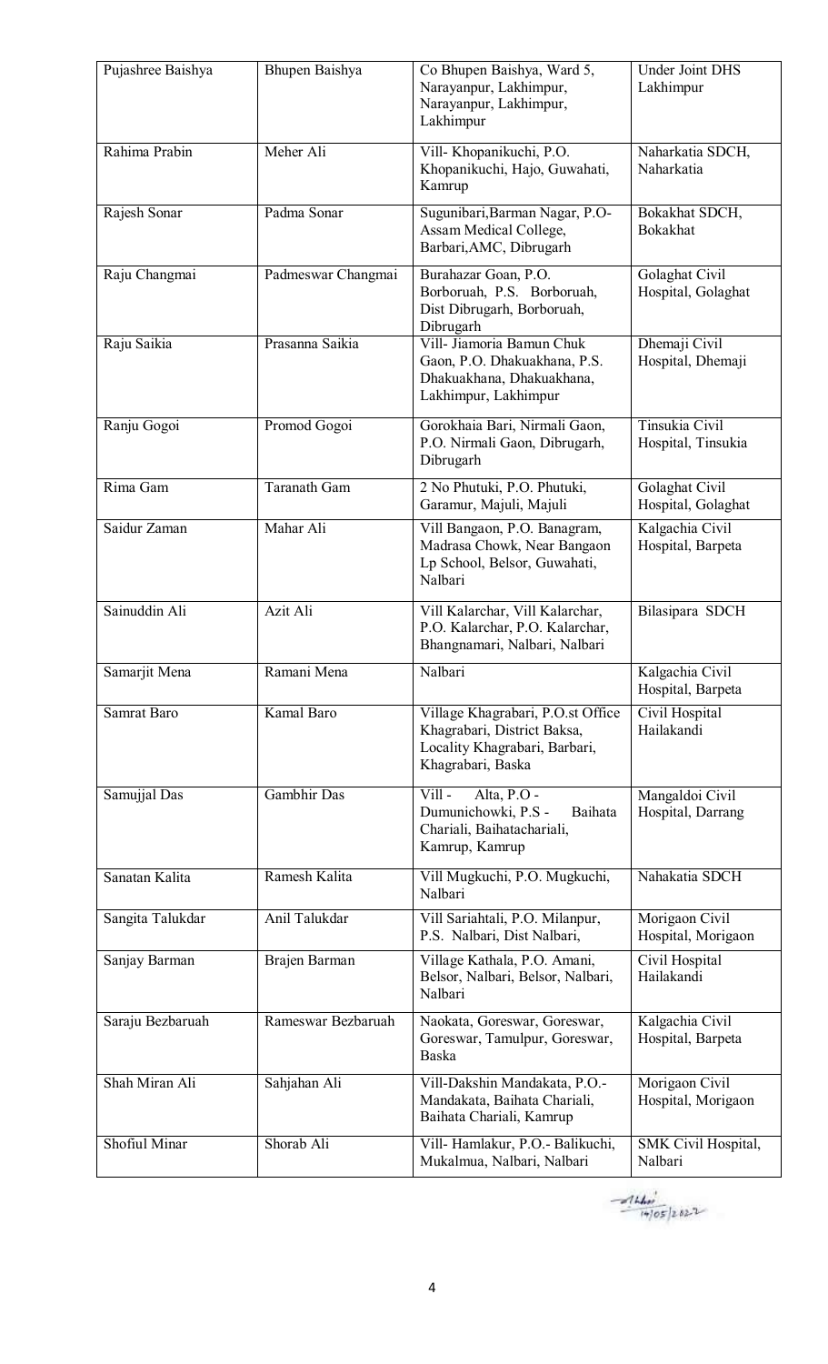| | | | |
|---|---|---|---|
| Pujashree Baishya | Bhupen Baishya | Co Bhupen Baishya, Ward 5, Narayanpur, Lakhimpur, Narayanpur, Lakhimpur, Lakhimpur | Under Joint DHS Lakhimpur |
| Rahima Prabin | Meher Ali | Vill- Khopanikuchi, P.O. Khopanikuchi, Hajo, Guwahati, Kamrup | Naharkatia SDCH, Naharkatia |
| Rajesh Sonar | Padma Sonar | Sugunibari,Barman Nagar, P.O-Assam Medical College, Barbari,AMC, Dibrugarh | Bokakhat SDCH, Bokakhat |
| Raju Changmai | Padmeswar Changmai | Burahazar Goan, P.O. Borboruah, P.S. Borboruah, Dist Dibrugarh, Borboruah, Dibrugarh | Golaghat Civil Hospital, Golaghat |
| Raju Saikia | Prasanna Saikia | Vill- Jiamoria Bamun Chuk Gaon, P.O. Dhakuakhana, P.S. Dhakuakhana, Dhakuakhana, Lakhimpur, Lakhimpur | Dhemaji Civil Hospital, Dhemaji |
| Ranju Gogoi | Promod Gogoi | Gorokhaia Bari, Nirmali Gaon, P.O. Nirmali Gaon, Dibrugarh, Dibrugarh | Tinsukia Civil Hospital, Tinsukia |
| Rima Gam | Taranath Gam | 2 No Phutuki, P.O. Phutuki, Garamur, Majuli, Majuli | Golaghat Civil Hospital, Golaghat |
| Saidur Zaman | Mahar Ali | Vill Bangaon, P.O. Banagram, Madrasa Chowk, Near Bangaon Lp School, Belsor, Guwahati, Nalbari | Kalgachia Civil Hospital, Barpeta |
| Sainuddin Ali | Azit Ali | Vill Kalarchar, Vill Kalarchar, P.O. Kalarchar, P.O. Kalarchar, Bhangnamari, Nalbari, Nalbari | Bilasipara SDCH |
| Samarjit Mena | Ramani Mena | Nalbari | Kalgachia Civil Hospital, Barpeta |
| Samrat Baro | Kamal Baro | Village Khagrabari, P.O.st Office Khagrabari, District Baksa, Locality Khagrabari, Barbari, Khagrabari, Baska | Civil Hospital Hailakandi |
| Samujjal Das | Gambhir Das | Vill - Alta, P.O - Dumunichowki, P.S - Baihata Chariali, Baihatachariali, Kamrup, Kamrup | Mangaldoi Civil Hospital, Darrang |
| Sanatan Kalita | Ramesh Kalita | Vill Mugkuchi, P.O. Mugkuchi, Nalbari | Nahakatia SDCH |
| Sangita Talukdar | Anil Talukdar | Vill Sariahtali, P.O. Milanpur, P.S. Nalbari, Dist Nalbari, | Morigaon Civil Hospital, Morigaon |
| Sanjay Barman | Brajen Barman | Village Kathala, P.O. Amani, Belsor, Nalbari, Belsor, Nalbari, Nalbari | Civil Hospital Hailakandi |
| Saraju Bezbaruah | Rameswar Bezbaruah | Naokata, Goreswar, Goreswar, Goreswar, Tamulpur, Goreswar, Baska | Kalgachia Civil Hospital, Barpeta |
| Shah Miran Ali | Sahjahan Ali | Vill-Dakshin Mandakata, P.O.-Mandakata, Baihata Chariali, Baihata Chariali, Kamrup | Morigaon Civil Hospital, Morigaon |
| Shofiul Minar | Shorab Ali | Vill- Hamlakur, P.O.- Balikuchi, Mukalmua, Nalbari, Nalbari | SMK Civil Hospital, Nalbari |

14/05/2022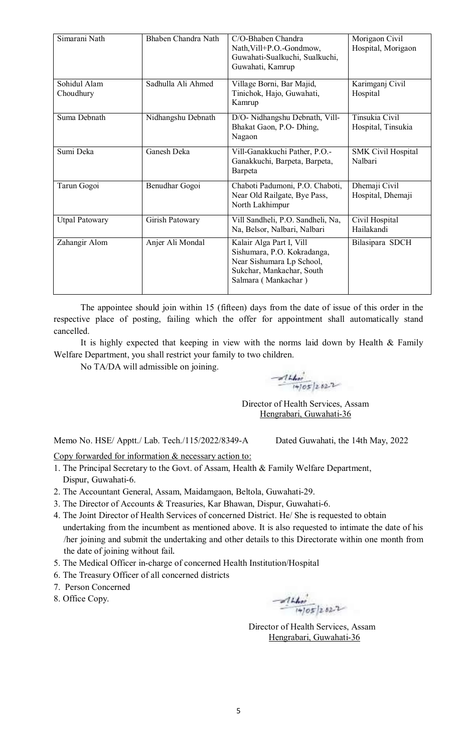| | | | |
|---|---|---|---|
| Simarani Nath | Bhaben Chandra Nath | C/O-Bhaben Chandra Nath,Vill+P.O.-Gondmow, Guwahati-Sualkuchi, Sualkuchi, Guwahati, Kamrup | Morigaon Civil Hospital, Morigaon |
| Sohidul Alam Choudhury | Sadhulla Ali Ahmed | Village Borni, Bar Majid, Tinichok, Hajo, Guwahati, Kamrup | Karimganj Civil Hospital |
| Suma Debnath | Nidhangshu Debnath | D/O- Nidhangshu Debnath, Vill-Bhakat Gaon, P.O- Dhing, Nagaon | Tinsukia Civil Hospital, Tinsukia |
| Sumi Deka | Ganesh Deka | Vill-Ganakkuchi Pather, P.O.-Ganakkuchi, Barpeta, Barpeta, Barpeta | SMK Civil Hospital Nalbari |
| Tarun Gogoi | Benudhar Gogoi | Chaboti Padumoni, P.O. Chaboti, Near Old Railgate, Bye Pass, North Lakhimpur | Dhemaji Civil Hospital, Dhemaji |
| Utpal Patowary | Girish Patowary | Vill Sandheli, P.O. Sandheli, Na, Na, Belsor, Nalbari, Nalbari | Civil Hospital Hailakandi |
| Zahangir Alom | Anjer Ali Mondal | Kalair Alga Part I, Vill Sishumara, P.O. Kokradanga, Near Sishumara Lp School, Sukchar, Mankachar, South Salmara ( Mankachar ) | Bilasipara SDCH |

The appointee should join within 15 (fifteen) days from the date of issue of this order in the respective place of posting, failing which the offer for appointment shall automatically stand cancelled.

It is highly expected that keeping in view with the norms laid down by Health & Family Welfare Department, you shall restrict your family to two children.

No TA/DA will admissible on joining.

14/05/2022

Director of Health Services, Assam
Hengrabari, Guwahati-36

Memo No. HSE/ Apptt./ Lab. Tech./115/2022/8349-A Dated Guwahati, the 14th May, 2022

Copy forwarded for information & necessary action to:

1. The Principal Secretary to the Govt. of Assam, Health & Family Welfare Department, Dispur, Guwahati-6.
2. The Accountant General, Assam, Maidamgaon, Beltola, Guwahati-29.
3. The Director of Accounts & Treasuries, Kar Bhawan, Dispur, Guwahati-6.
4. The Joint Director of Health Services of concerned District. He/ She is requested to obtain undertaking from the incumbent as mentioned above. It is also requested to intimate the date of his /her joining and submit the undertaking and other details to this Directorate within one month from the date of joining without fail.
5. The Medical Officer in-charge of concerned Health Institution/Hospital
6. The Treasury Officer of all concerned districts
7. Person Concerned
8. Office Copy.

14/05/2022

Director of Health Services, Assam
Hengrabari, Guwahati-36